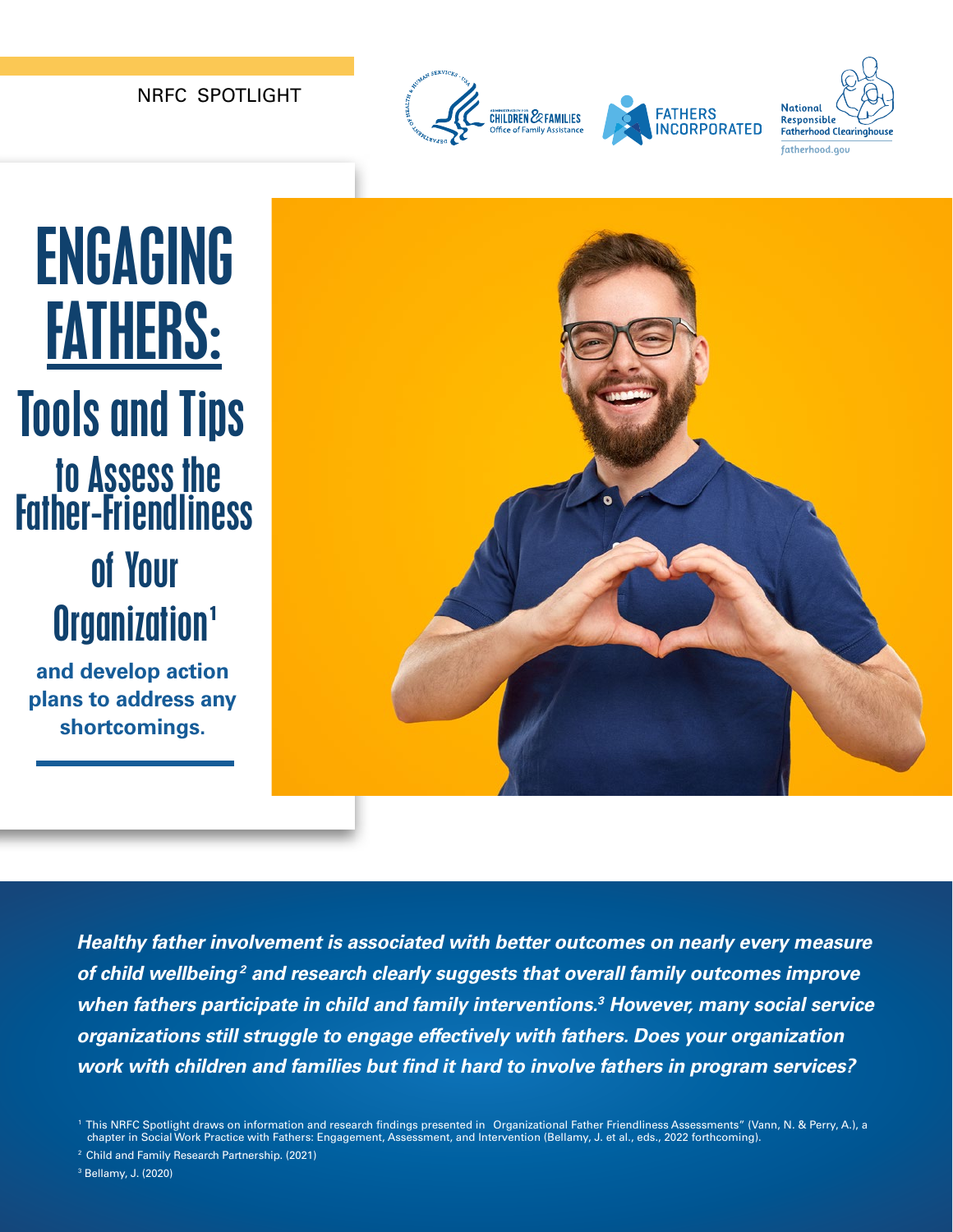NRFC SPOTLIGHT

# ENGAGING FATHERS: Tools and Tips to Assess the Father-Friendliness of Your Organization[1]

**and develop action plans to address any shortcomings.**

***Healthy father involvement is associated with better outcomes on nearly every measure of child wellbeing[2] and research clearly suggests that overall family outcomes improve when fathers participate in child and family interventions.[3] However, many social service organizations still struggle to engage effectively with fathers. Does your organization work with children and families but find it hard to involve fathers in program services?***

[1] This NRFC Spotlight draws on information and research findings presented in Organizational Father Friendliness Assessments" (Vann, N. & Perry, A.), a chapter in Social Work Practice with Fathers: Engagement, Assessment, and Intervention (Bellamy, J. et al., eds., 2022 forthcoming).

[2] Child and Family Research Partnership. (2021)

[3] Bellamy, J. (2020)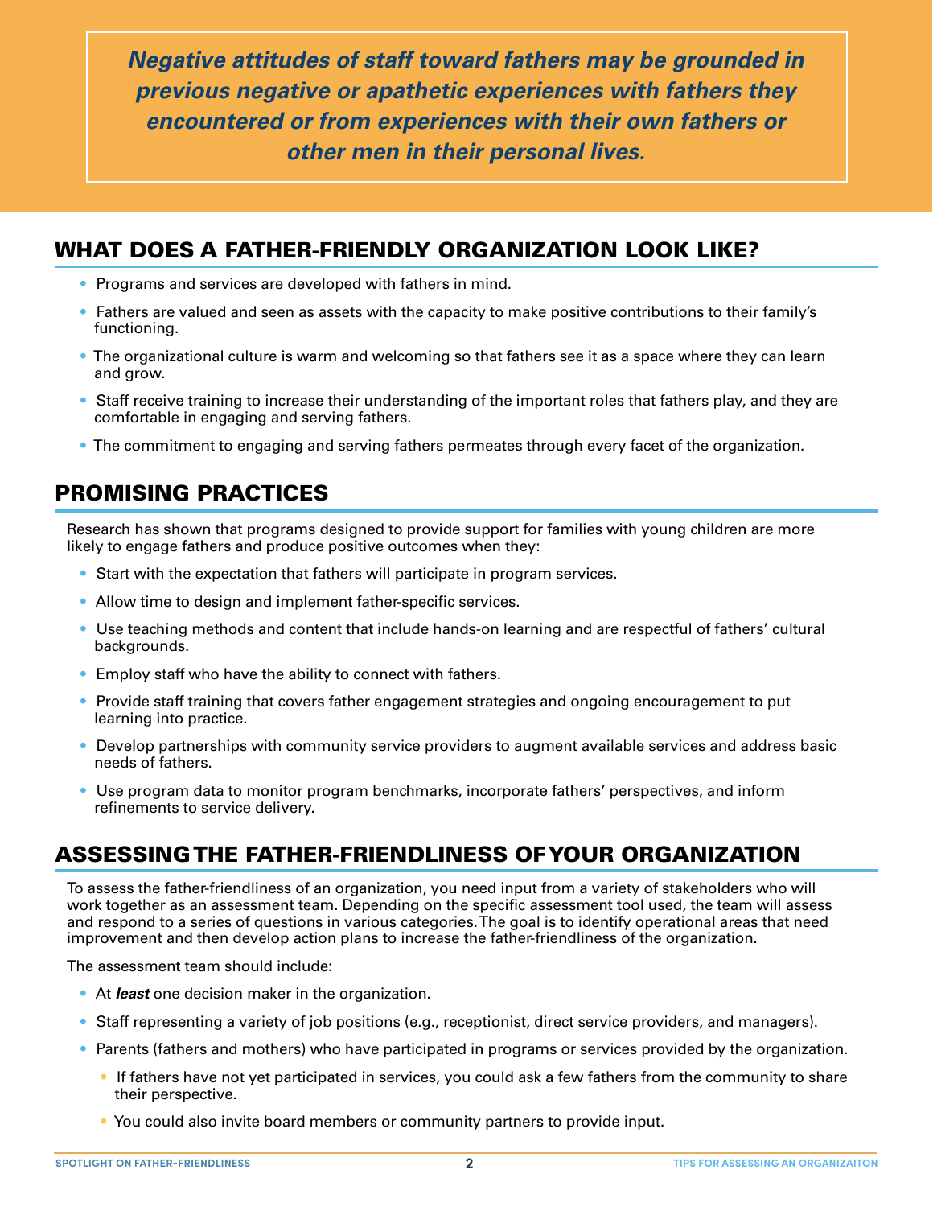***Negative attitudes of staff toward fathers may be grounded in previous negative or apathetic experiences with fathers they encountered or from experiences with their own fathers or other men in their personal lives.***

## WHAT DOES A FATHER-FRIENDLY ORGANIZATION LOOK LIKE?

- Programs and services are developed with fathers in mind.
- Fathers are valued and seen as assets with the capacity to make positive contributions to their family's functioning.
- The organizational culture is warm and welcoming so that fathers see it as a space where they can learn and grow.
- Staff receive training to increase their understanding of the important roles that fathers play, and they are comfortable in engaging and serving fathers.
- The commitment to engaging and serving fathers permeates through every facet of the organization.

## PROMISING PRACTICES

Research has shown that programs designed to provide support for families with young children are more likely to engage fathers and produce positive outcomes when they:

- Start with the expectation that fathers will participate in program services.
- Allow time to design and implement father-specific services.
- Use teaching methods and content that include hands-on learning and are respectful of fathers' cultural backgrounds.
- Employ staff who have the ability to connect with fathers.
- Provide staff training that covers father engagement strategies and ongoing encouragement to put learning into practice.
- Develop partnerships with community service providers to augment available services and address basic needs of fathers.
- Use program data to monitor program benchmarks, incorporate fathers' perspectives, and inform refinements to service delivery.

## ASSESSING THE FATHER-FRIENDLINESS OF YOUR ORGANIZATION

To assess the father-friendliness of an organization, you need input from a variety of stakeholders who will work together as an assessment team. Depending on the specific assessment tool used, the team will assess and respond to a series of questions in various categories. The goal is to identify operational areas that need improvement and then develop action plans to increase the father-friendliness of the organization.

The assessment team should include:

- At ***least*** one decision maker in the organization.
- Staff representing a variety of job positions (e.g., receptionist, direct service providers, and managers).
- Parents (fathers and mothers) who have participated in programs or services provided by the organization.
  - If fathers have not yet participated in services, you could ask a few fathers from the community to share their perspective.
  - You could also invite board members or community partners to provide input.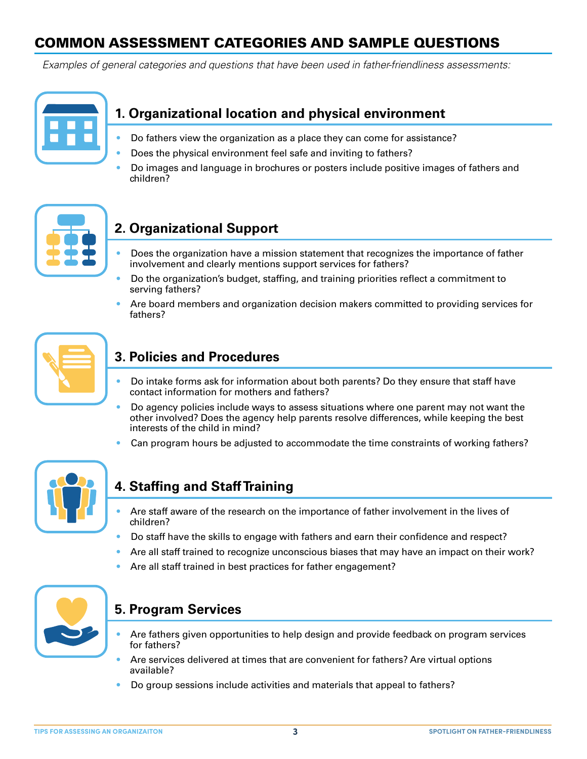## COMMON ASSESSMENT CATEGORIES AND SAMPLE QUESTIONS

*Examples of general categories and questions that have been used in father-friendliness assessments:*

### 1. Organizational location and physical environment

- Do fathers view the organization as a place they can come for assistance?
- Does the physical environment feel safe and inviting to fathers?
- Do images and language in brochures or posters include positive images of fathers and children?

### 2. Organizational Support

- Does the organization have a mission statement that recognizes the importance of father involvement and clearly mentions support services for fathers?
- Do the organization's budget, staffing, and training priorities reflect a commitment to serving fathers?
- Are board members and organization decision makers committed to providing services for fathers?

### 3. Policies and Procedures

- Do intake forms ask for information about both parents? Do they ensure that staff have contact information for mothers and fathers?
- Do agency policies include ways to assess situations where one parent may not want the other involved? Does the agency help parents resolve differences, while keeping the best interests of the child in mind?
- Can program hours be adjusted to accommodate the time constraints of working fathers?

### 4. Staffing and Staff Training

- Are staff aware of the research on the importance of father involvement in the lives of children?
- Do staff have the skills to engage with fathers and earn their confidence and respect?
- Are all staff trained to recognize unconscious biases that may have an impact on their work?
- Are all staff trained in best practices for father engagement?

### 5. Program Services

- Are fathers given opportunities to help design and provide feedback on program services for fathers?
- Are services delivered at times that are convenient for fathers? Are virtual options available?
- Do group sessions include activities and materials that appeal to fathers?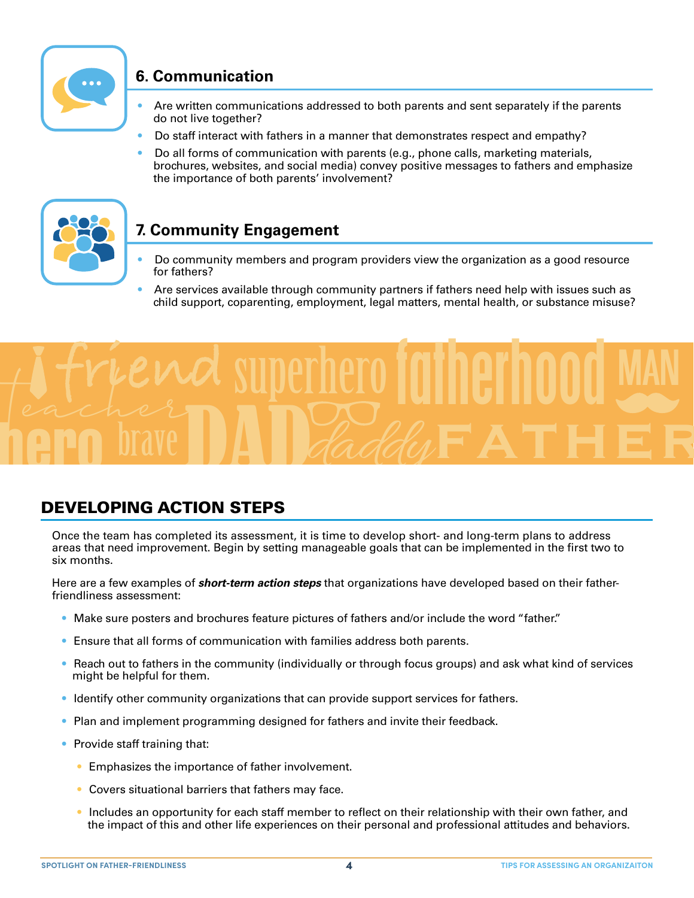## 6. Communication

- Are written communications addressed to both parents and sent separately if the parents do not live together?
- Do staff interact with fathers in a manner that demonstrates respect and empathy?
- Do all forms of communication with parents (e.g., phone calls, marketing materials, brochures, websites, and social media) convey positive messages to fathers and emphasize the importance of both parents' involvement?

## 7. Community Engagement

- Do community members and program providers view the organization as a good resource for fathers?
- Are services available through community partners if fathers need help with issues such as child support, coparenting, employment, legal matters, mental health, or substance misuse?

## DEVELOPING ACTION STEPS

Once the team has completed its assessment, it is time to develop short- and long-term plans to address areas that need improvement. Begin by setting manageable goals that can be implemented in the first two to six months.

Here are a few examples of ***short-term action steps*** that organizations have developed based on their father-friendliness assessment:

- Make sure posters and brochures feature pictures of fathers and/or include the word "father."
- Ensure that all forms of communication with families address both parents.
- Reach out to fathers in the community (individually or through focus groups) and ask what kind of services might be helpful for them.
- Identify other community organizations that can provide support services for fathers.
- Plan and implement programming designed for fathers and invite their feedback.
- Provide staff training that:
  - Emphasizes the importance of father involvement.
  - Covers situational barriers that fathers may face.
  - Includes an opportunity for each staff member to reflect on their relationship with their own father, and the impact of this and other life experiences on their personal and professional attitudes and behaviors.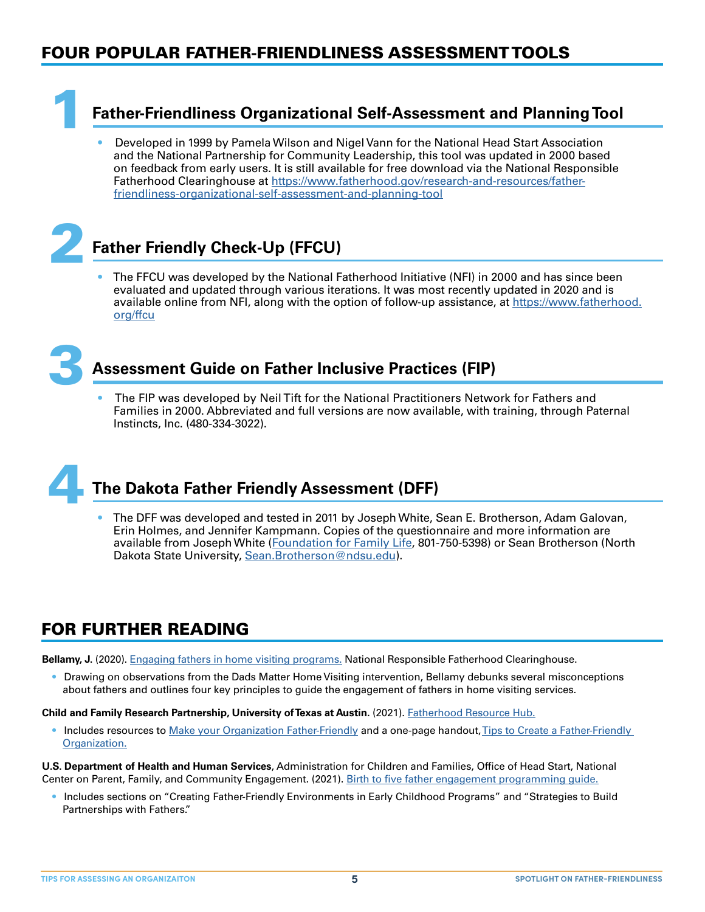## FOUR POPULAR FATHER-FRIENDLINESS ASSESSMENT TOOLS

### 1 Father-Friendliness Organizational Self-Assessment and Planning Tool

- Developed in 1999 by Pamela Wilson and Nigel Vann for the National Head Start Association and the National Partnership for Community Leadership, this tool was updated in 2000 based on feedback from early users. It is still available for free download via the National Responsible Fatherhood Clearinghouse at https://www.fatherhood.gov/research-and-resources/father-friendliness-organizational-self-assessment-and-planning-tool

### 2 Father Friendly Check-Up (FFCU)

- The FFCU was developed by the National Fatherhood Initiative (NFI) in 2000 and has since been evaluated and updated through various iterations. It was most recently updated in 2020 and is available online from NFI, along with the option of follow-up assistance, at https://www.fatherhood.org/ffcu

### 3 Assessment Guide on Father Inclusive Practices (FIP)

- The FIP was developed by Neil Tift for the National Practitioners Network for Fathers and Families in 2000. Abbreviated and full versions are now available, with training, through Paternal Instincts, Inc. (480-334-3022).

### 4 The Dakota Father Friendly Assessment (DFF)

- The DFF was developed and tested in 2011 by Joseph White, Sean E. Brotherson, Adam Galovan, Erin Holmes, and Jennifer Kampmann. Copies of the questionnaire and more information are available from Joseph White (Foundation for Family Life, 801-750-5398) or Sean Brotherson (North Dakota State University, Sean.Brotherson@ndsu.edu).

## FOR FURTHER READING

**Bellamy, J.** (2020). Engaging fathers in home visiting programs. National Responsible Fatherhood Clearinghouse.

- Drawing on observations from the Dads Matter Home Visiting intervention, Bellamy debunks several misconceptions about fathers and outlines four key principles to guide the engagement of fathers in home visiting services.

**Child and Family Research Partnership, University of Texas at Austin.** (2021). Fatherhood Resource Hub.

- Includes resources to Make your Organization Father-Friendly and a one-page handout, Tips to Create a Father-Friendly Organization.

**U.S. Department of Health and Human Services**, Administration for Children and Families, Office of Head Start, National Center on Parent, Family, and Community Engagement. (2021). Birth to five father engagement programming guide.

- Includes sections on "Creating Father-Friendly Environments in Early Childhood Programs" and "Strategies to Build Partnerships with Fathers."